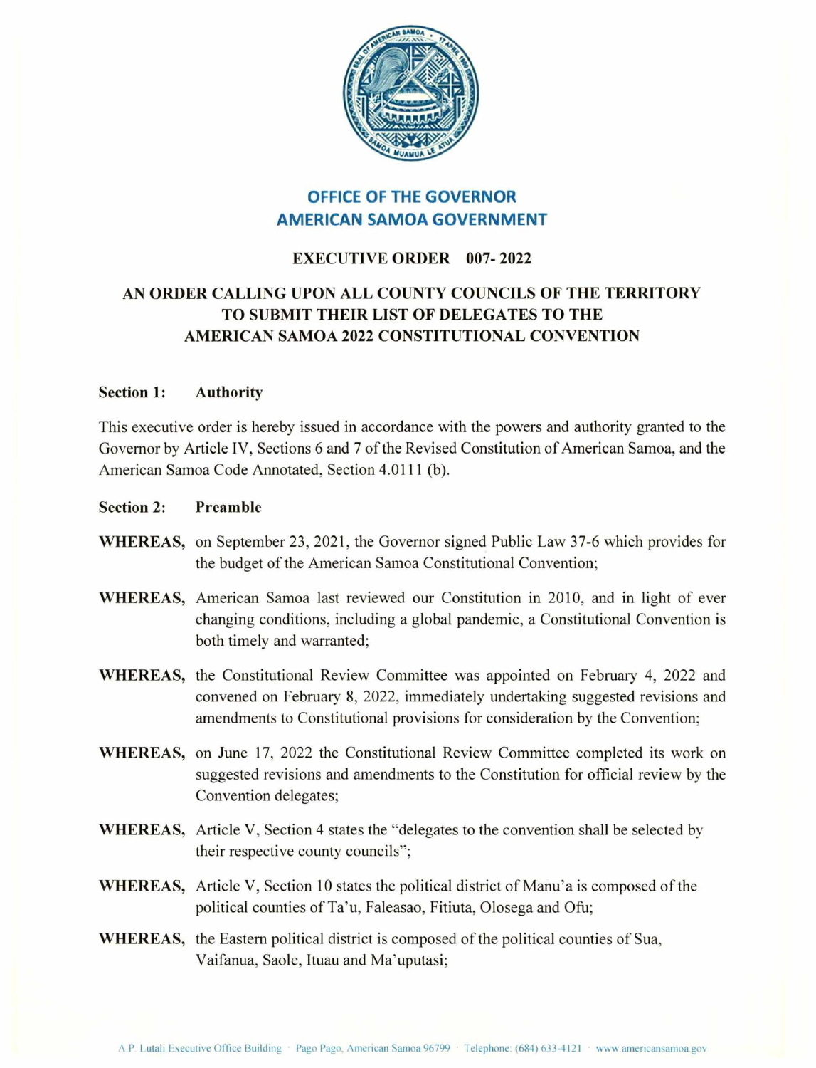# OFFICE OF THE GOVERNOR
# AMERICAN SAMOA GOVERNMENT

## EXECUTIVE ORDER 007- 2022

## AN ORDER CALLING UPON ALL COUNTY COUNCILS OF THE TERRITORY TO SUBMIT THEIR LIST OF DELEGATES TO THE AMERICAN SAMOA 2022 CONSTITUTIONAL CONVENTION

**Section 1: Authority**

This executive order is hereby issued in accordance with the powers and authority granted to the Governor by Article IV, Sections 6 and 7 of the Revised Constitution of American Samoa, and the American Samoa Code Annotated, Section 4.0111 (b).

**Section 2: Preamble**

**WHEREAS,** on September 23, 2021, the Governor signed Public Law 37-6 which provides for the budget of the American Samoa Constitutional Convention;

**WHEREAS,** American Samoa last reviewed our Constitution in 2010, and in light of ever changing conditions, including a global pandemic, a Constitutional Convention is both timely and warranted;

**WHEREAS,** the Constitutional Review Committee was appointed on February 4, 2022 and convened on February 8, 2022, immediately undertaking suggested revisions and amendments to Constitutional provisions for consideration by the Convention;

**WHEREAS,** on June 17, 2022 the Constitutional Review Committee completed its work on suggested revisions and amendments to the Constitution for official review by the Convention delegates;

**WHEREAS,** Article V, Section 4 states the "delegates to the convention shall be selected by their respective county councils";

**WHEREAS,** Article V, Section 10 states the political district of Manu'a is composed of the political counties of Ta'u, Faleasao, Fitiuta, Olosega and Ofu;

**WHEREAS,** the Eastern political district is composed of the political counties of Sua, Vaifanua, Saole, Ituau and Ma'uputasi;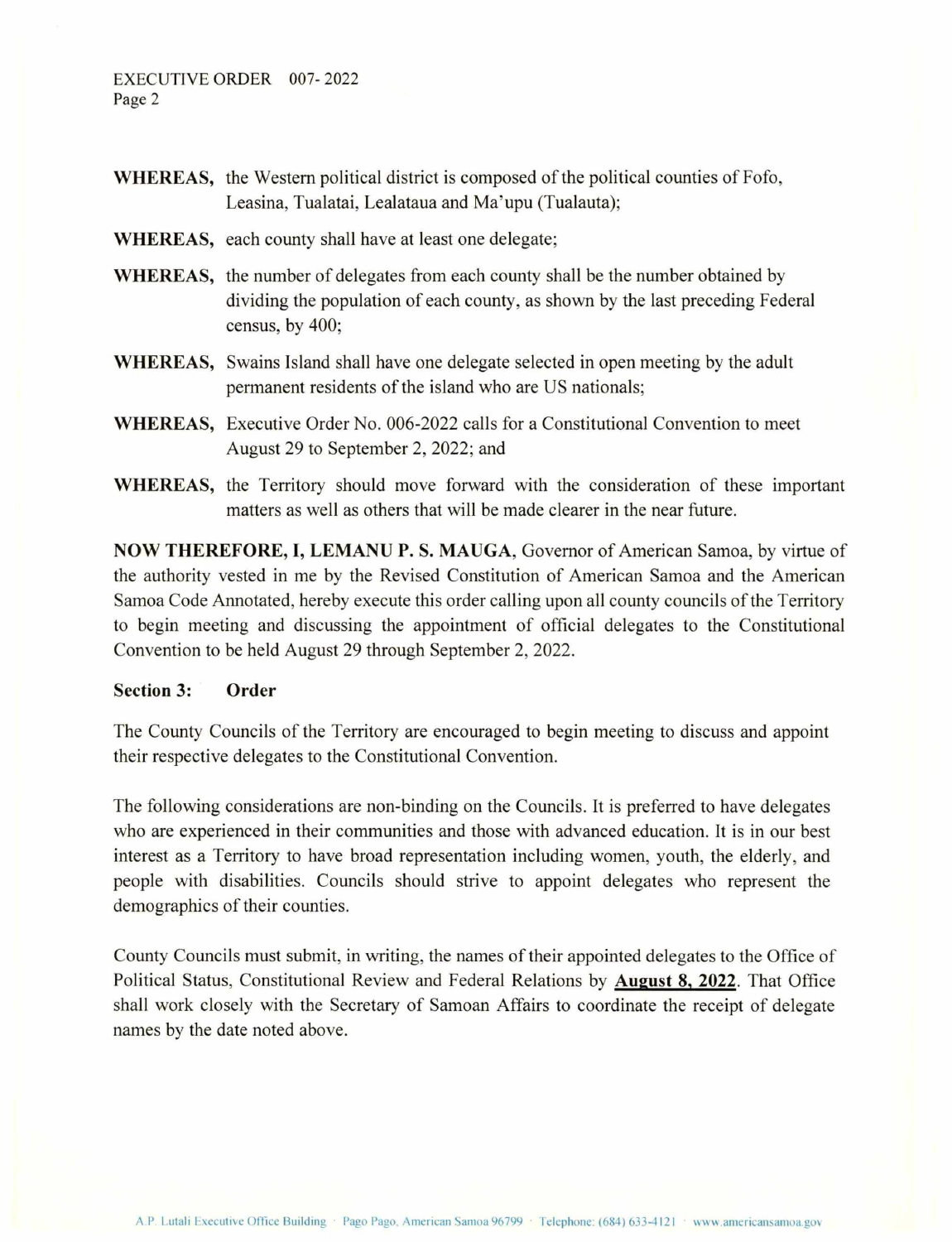**WHEREAS,** the Western political district is composed of the political counties of Fofo, Leasina, Tualatai, Lealataua and Ma'upu (Tualauta);

**WHEREAS,** each county shall have at least one delegate;

**WHEREAS,** the number of delegates from each county shall be the number obtained by dividing the population of each county, as shown by the last preceding Federal census, by 400;

**WHEREAS,** Swains Island shall have one delegate selected in open meeting by the adult permanent residents of the island who are US nationals;

**WHEREAS,** Executive Order No. 006-2022 calls for a Constitutional Convention to meet August 29 to September 2, 2022; and

**WHEREAS,** the Territory should move forward with the consideration of these important matters as well as others that will be made clearer in the near future.

**NOW THEREFORE, I, LEMANU P. S. MAUGA,** Governor of American Samoa, by virtue of the authority vested in me by the Revised Constitution of American Samoa and the American Samoa Code Annotated, hereby execute this order calling upon all county councils of the Territory to begin meeting and discussing the appointment of official delegates to the Constitutional Convention to be held August 29 through September 2, 2022.

**Section 3: Order**

The County Councils of the Territory are encouraged to begin meeting to discuss and appoint their respective delegates to the Constitutional Convention.

The following considerations are non-binding on the Councils. It is preferred to have delegates who are experienced in their communities and those with advanced education. It is in our best interest as a Territory to have broad representation including women, youth, the elderly, and people with disabilities. Councils should strive to appoint delegates who represent the demographics of their counties.

County Councils must submit, in writing, the names of their appointed delegates to the Office of Political Status, Constitutional Review and Federal Relations by **August 8, 2022**. That Office shall work closely with the Secretary of Samoan Affairs to coordinate the receipt of delegate names by the date noted above.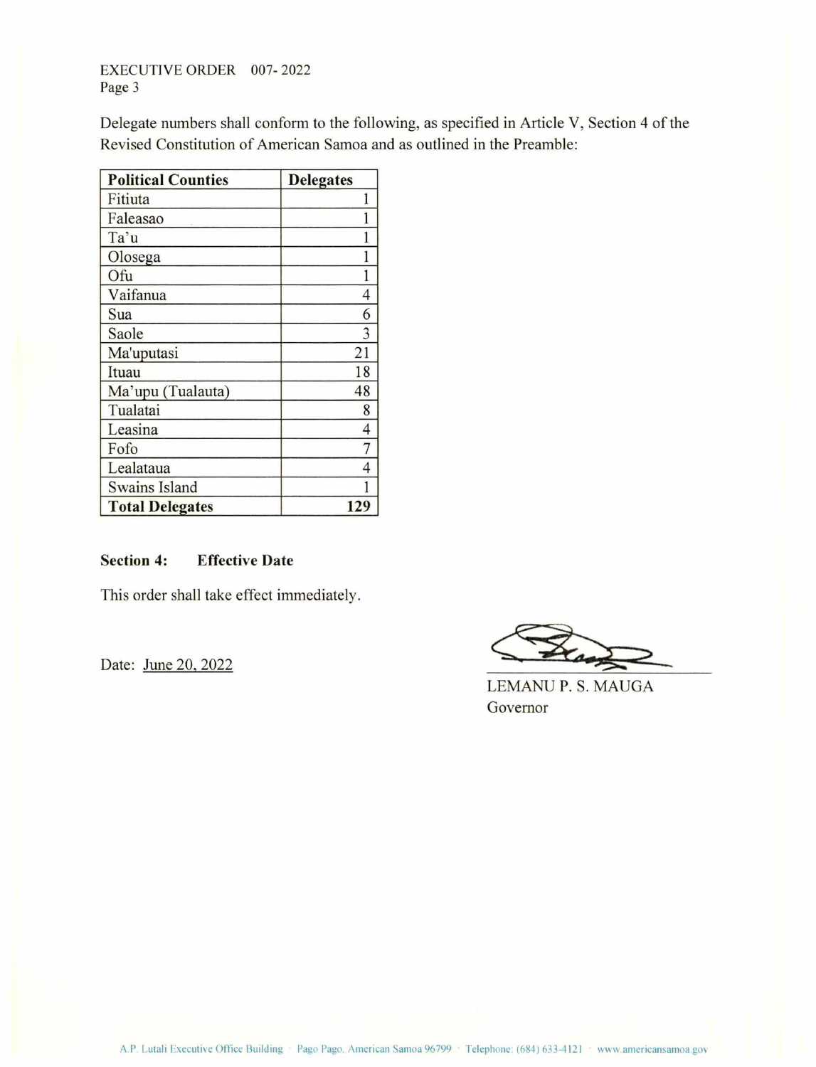Delegate numbers shall conform to the following, as specified in Article V, Section 4 of the Revised Constitution of American Samoa and as outlined in the Preamble:

| **Political Counties** | **Delegates** |
|---|---|
| Fitiuta | 1 |
| Faleasao | 1 |
| Ta'u | 1 |
| Olosega | 1 |
| Ofu | 1 |
| Vaifanua | 4 |
| Sua | 6 |
| Saole | 3 |
| Ma'uputasi | 21 |
| Ituau | 18 |
| Ma'upu (Tualauta) | 48 |
| Tualatai | 8 |
| Leasina | 4 |
| Fofo | 7 |
| Lealataua | 4 |
| Swains Island | 1 |
| **Total Delegates** | **129** |

**Section 4: Effective Date**

This order shall take effect immediately.

Date: June 20, 2022

LEMANU P. S. MAUGA
Governor